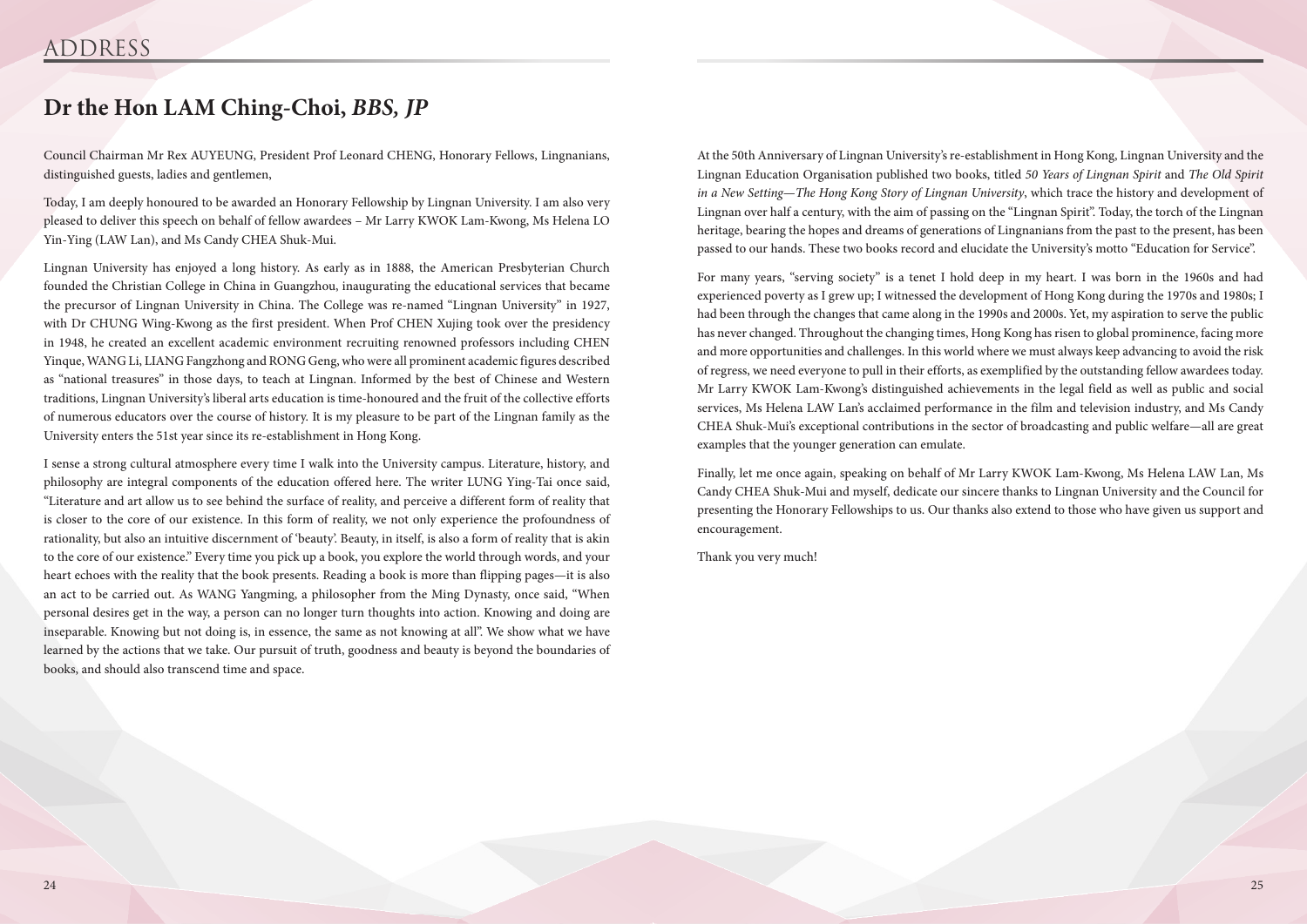# ADDRESS

## Dr the Hon LAM Ching-Choi, *BBS, JP*

Council Chairman Mr Rex AUYEUNG, President Prof Leonard CHENG, Honorary Fellows, Lingnanians, distinguished guests, ladies and gentlemen,

Today, I am deeply honoured to be awarded an Honorary Fellowship by Lingnan University. I am also very pleased to deliver this speech on behalf of fellow awardees – Mr Larry KWOK Lam-Kwong, Ms Helena LO Yin-Ying (LAW Lan), and Ms Candy CHEA Shuk-Mui.

Lingnan University has enjoyed a long history. As early as in 1888, the American Presbyterian Church founded the Christian College in China in Guangzhou, inaugurating the educational services that became the precursor of Lingnan University in China. The College was re-named "Lingnan University" in 1927, with Dr CHUNG Wing-Kwong as the first president. When Prof CHEN Xujing took over the presidency in 1948, he created an excellent academic environment recruiting renowned professors including CHEN Yinque, WANG Li, LIANG Fangzhong and RONG Geng, who were all prominent academic figures described as "national treasures" in those days, to teach at Lingnan. Informed by the best of Chinese and Western traditions, Lingnan University's liberal arts education is time-honoured and the fruit of the collective efforts of numerous educators over the course of history. It is my pleasure to be part of the Lingnan family as the University enters the 51st year since its re-establishment in Hong Kong.

I sense a strong cultural atmosphere every time I walk into the University campus. Literature, history, and philosophy are integral components of the education offered here. The writer LUNG Ying-Tai once said, "Literature and art allow us to see behind the surface of reality, and perceive a different form of reality that is closer to the core of our existence. In this form of reality, we not only experience the profoundness of rationality, but also an intuitive discernment of 'beauty'. Beauty, in itself, is also a form of reality that is akin to the core of our existence." Every time you pick up a book, you explore the world through words, and your heart echoes with the reality that the book presents. Reading a book is more than flipping pages—it is also an act to be carried out. As WANG Yangming, a philosopher from the Ming Dynasty, once said, "When personal desires get in the way, a person can no longer turn thoughts into action. Knowing and doing are inseparable. Knowing but not doing is, in essence, the same as not knowing at all". We show what we have learned by the actions that we take. Our pursuit of truth, goodness and beauty is beyond the boundaries of books, and should also transcend time and space.

At the 50th Anniversary of Lingnan University's re-establishment in Hong Kong, Lingnan University and the Lingnan Education Organisation published two books, titled *50 Years of Lingnan Spirit* and *The Old Spirit in a New Setting—The Hong Kong Story of Lingnan University*, which trace the history and development of Lingnan over half a century, with the aim of passing on the "Lingnan Spirit". Today, the torch of the Lingnan heritage, bearing the hopes and dreams of generations of Lingnanians from the past to the present, has been passed to our hands. These two books record and elucidate the University's motto "Education for Service".

For many years, "serving society" is a tenet I hold deep in my heart. I was born in the 1960s and had experienced poverty as I grew up; I witnessed the development of Hong Kong during the 1970s and 1980s; I had been through the changes that came along in the 1990s and 2000s. Yet, my aspiration to serve the public has never changed. Throughout the changing times, Hong Kong has risen to global prominence, facing more and more opportunities and challenges. In this world where we must always keep advancing to avoid the risk of regress, we need everyone to pull in their efforts, as exemplified by the outstanding fellow awardees today. Mr Larry KWOK Lam-Kwong's distinguished achievements in the legal field as well as public and social services, Ms Helena LAW Lan's acclaimed performance in the film and television industry, and Ms Candy CHEA Shuk-Mui's exceptional contributions in the sector of broadcasting and public welfare—all are great examples that the younger generation can emulate.

Finally, let me once again, speaking on behalf of Mr Larry KWOK Lam-Kwong, Ms Helena LAW Lan, Ms Candy CHEA Shuk-Mui and myself, dedicate our sincere thanks to Lingnan University and the Council for presenting the Honorary Fellowships to us. Our thanks also extend to those who have given us support and encouragement.

Thank you very much!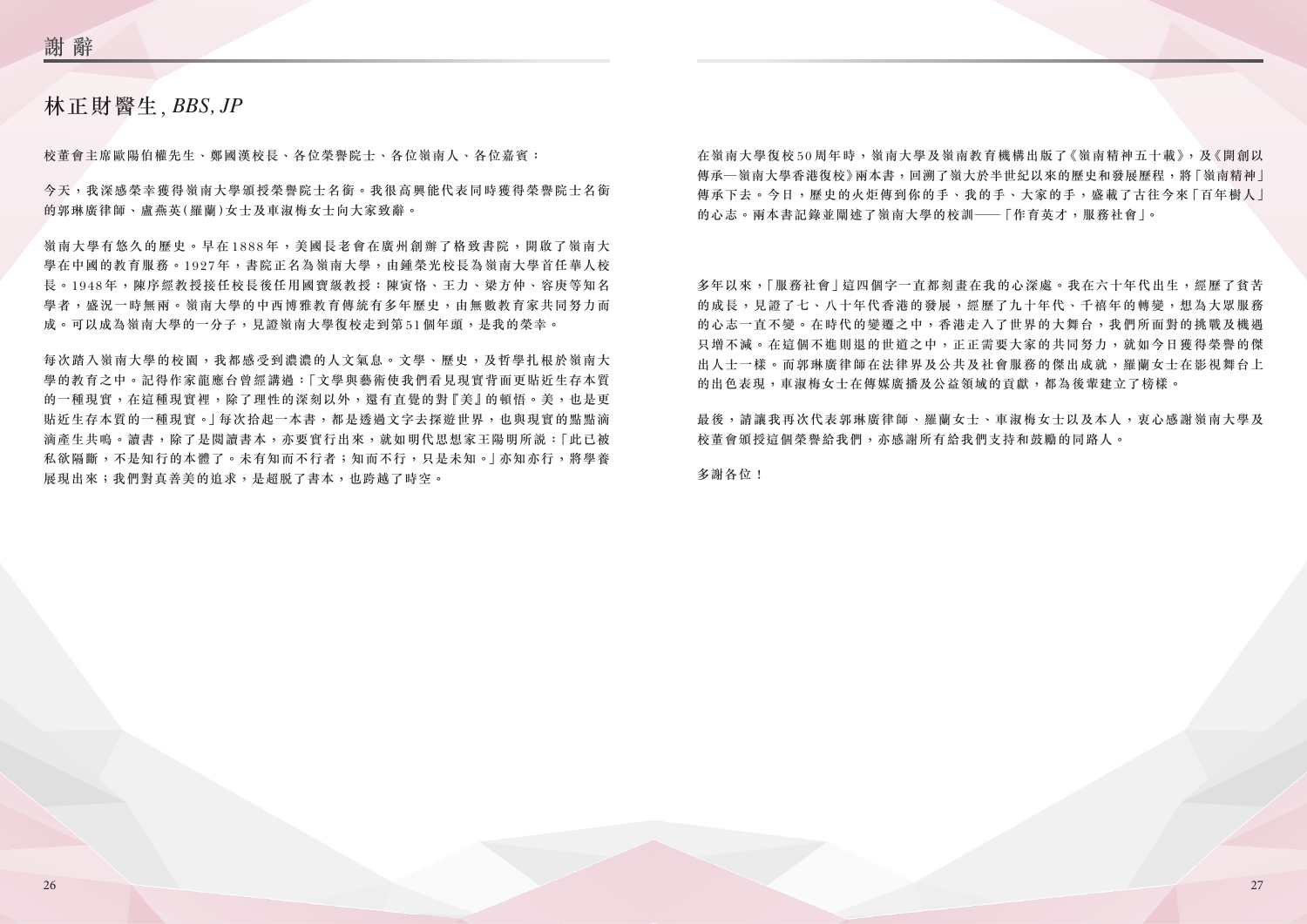# 謝 辭

## 林正財醫生, *BBS, JP*

校董會主席歐陽伯權先生、鄭國漢校長、各位榮譽院士、各位嶺南人、各位嘉賓：

今天，我深感榮幸獲得嶺南大學頒授榮譽院士名銜。我很高興能代表同時獲得榮譽院士名銜的郭琳廣律師、盧燕英(羅蘭)女士及車淑梅女士向大家致辭。

嶺南大學有悠久的歷史。早在1888年，美國長老會在廣州創辦了格致書院，開啟了嶺南大學在中國的教育服務。1927年，書院正名為嶺南大學，由鍾榮光校長為嶺南大學首任華人校長。1948年，陳序經教授接任校長後任用國寶級教授：陳寅恪、王力、梁方仲、容庚等知名學者，盛況一時無兩。嶺南大學的中西博雅教育傳統有多年歷史，由無數教育家共同努力而成。可以成為嶺南大學的一分子，見證嶺南大學復校走到第51個年頭，是我的榮幸。

每次踏入嶺南大學的校園，我都感受到濃濃的人文氣息。文學、歷史，及哲學扎根於嶺南大學的教育之中。記得作家龍應台曾經講過：「文學與藝術使我們看見現實背面更貼近生存本質的一種現實，在這種現實裡，除了理性的深刻以外，還有直覺的對『美』的頓悟。美，也是更貼近生存本質的一種現實。」每次拾起一本書，都是透過文字去探遊世界，也與現實的點點滴滴產生共鳴。讀書，除了是閱讀書本，亦要實行出來，就如明代思想家王陽明所說：「此已被私欲隔斷，不是知行的本體了。未有知而不行者；知而不行，只是未知。」亦知亦行，將學養展現出來；我們對真善美的追求，是超脫了書本，也跨越了時空。

在嶺南大學復校50周年時，嶺南大學及嶺南教育機構出版了《嶺南精神五十載》，及《開創以傳承—嶺南大學香港復校》兩本書，回溯了嶺大於半世紀以來的歷史和發展歷程，將「嶺南精神」傳承下去。今日，歷史的火炬傳到你的手、我的手、大家的手，盛載了古往今來「百年樹人」的心志。兩本書記錄並闡述了嶺南大學的校訓——「作育英才，服務社會」。

多年以來，「服務社會」這四個字一直都刻畫在我的心深處。我在六十年代出生，經歷了貧苦的成長，見證了七、八十年代香港的發展，經歷了九十年代、千禧年的轉變，想為大眾服務的心志一直不變。在時代的變遷之中，香港走入了世界的大舞台，我們所面對的挑戰及機遇只增不減。在這個不進則退的世道之中，正正需要大家的共同努力，就如今日獲得榮譽的傑出人士一樣。而郭琳廣律師在法律界及公共及社會服務的傑出成就，羅蘭女士在影視舞台上的出色表現，車淑梅女士在傳媒廣播及公益領域的貢獻，都為後輩建立了榜樣。

最後，請讓我再次代表郭琳廣律師、羅蘭女士、車淑梅女士以及本人，衷心感謝嶺南大學及校董會頒授這個榮譽給我們，亦感謝所有給我們支持和鼓勵的同路人。

多謝各位！